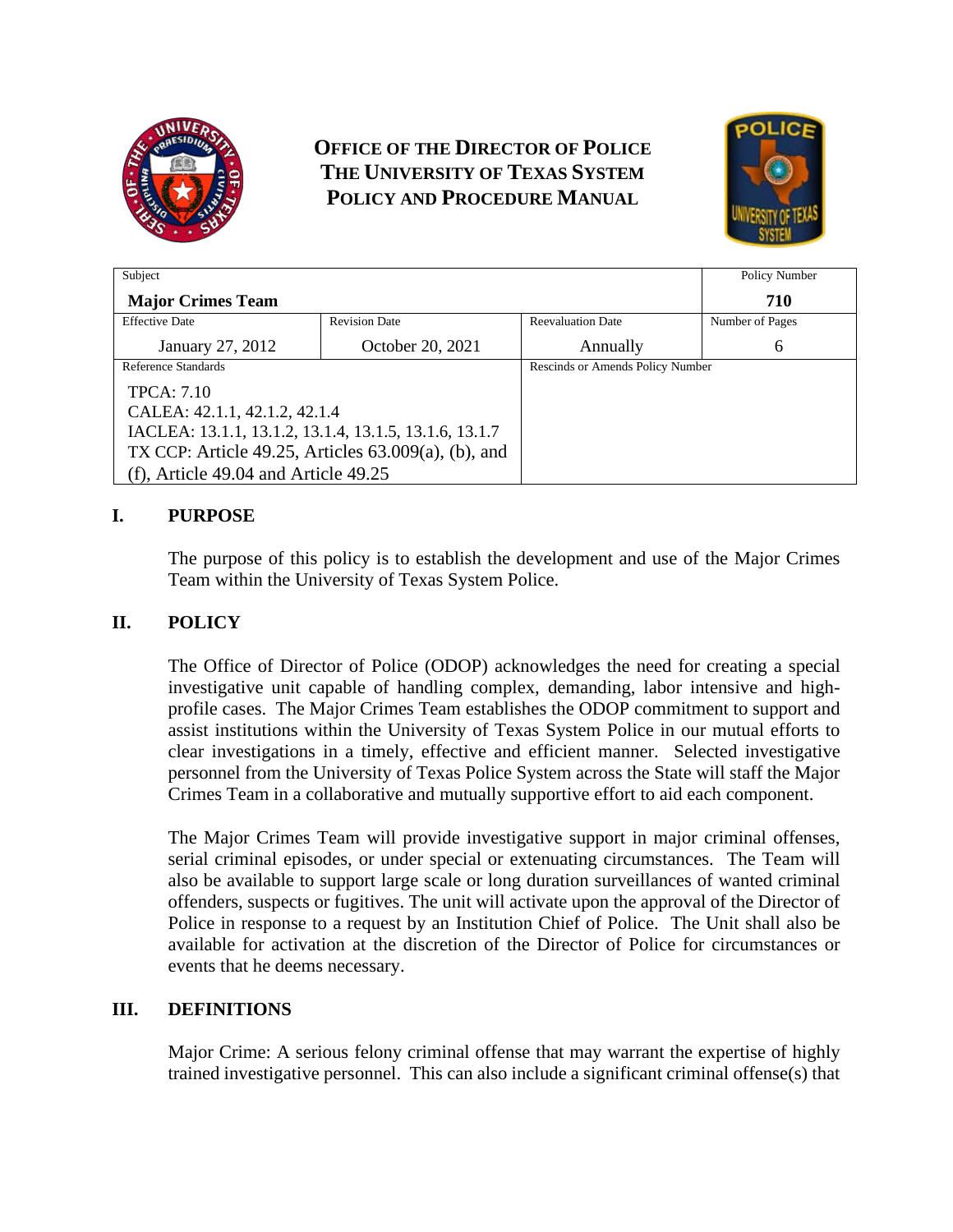# OFFICE OF THE DIRECTOR OF POLICE
# THE UNIVERSITY OF TEXAS SYSTEM
# POLICY AND PROCEDURE MANUAL

| Subject | | | Policy Number |
|---|---|---|---|
| **Major Crimes Team** | | | **710** |
| Effective Date | Revision Date | Reevaluation Date | Number of Pages |
| January 27, 2012 | October 20, 2021 | Annually | 6 |
| Reference Standards | | Rescinds or Amends Policy Number | |
| TPCA: 7.10<br>CALEA: 42.1.1, 42.1.2, 42.1.4<br>IACLEA: 13.1.1, 13.1.2, 13.1.4, 13.1.5, 13.1.6, 13.1.7<br>TX CCP: Article 49.25, Articles 63.009(a), (b), and (f), Article 49.04 and Article 49.25 | | | |

## I. PURPOSE

The purpose of this policy is to establish the development and use of the Major Crimes Team within the University of Texas System Police.

## II. POLICY

The Office of Director of Police (ODOP) acknowledges the need for creating a special investigative unit capable of handling complex, demanding, labor intensive and high-profile cases. The Major Crimes Team establishes the ODOP commitment to support and assist institutions within the University of Texas System Police in our mutual efforts to clear investigations in a timely, effective and efficient manner. Selected investigative personnel from the University of Texas Police System across the State will staff the Major Crimes Team in a collaborative and mutually supportive effort to aid each component.

The Major Crimes Team will provide investigative support in major criminal offenses, serial criminal episodes, or under special or extenuating circumstances. The Team will also be available to support large scale or long duration surveillances of wanted criminal offenders, suspects or fugitives. The unit will activate upon the approval of the Director of Police in response to a request by an Institution Chief of Police. The Unit shall also be available for activation at the discretion of the Director of Police for circumstances or events that he deems necessary.

## III. DEFINITIONS

Major Crime: A serious felony criminal offense that may warrant the expertise of highly trained investigative personnel. This can also include a significant criminal offense(s) that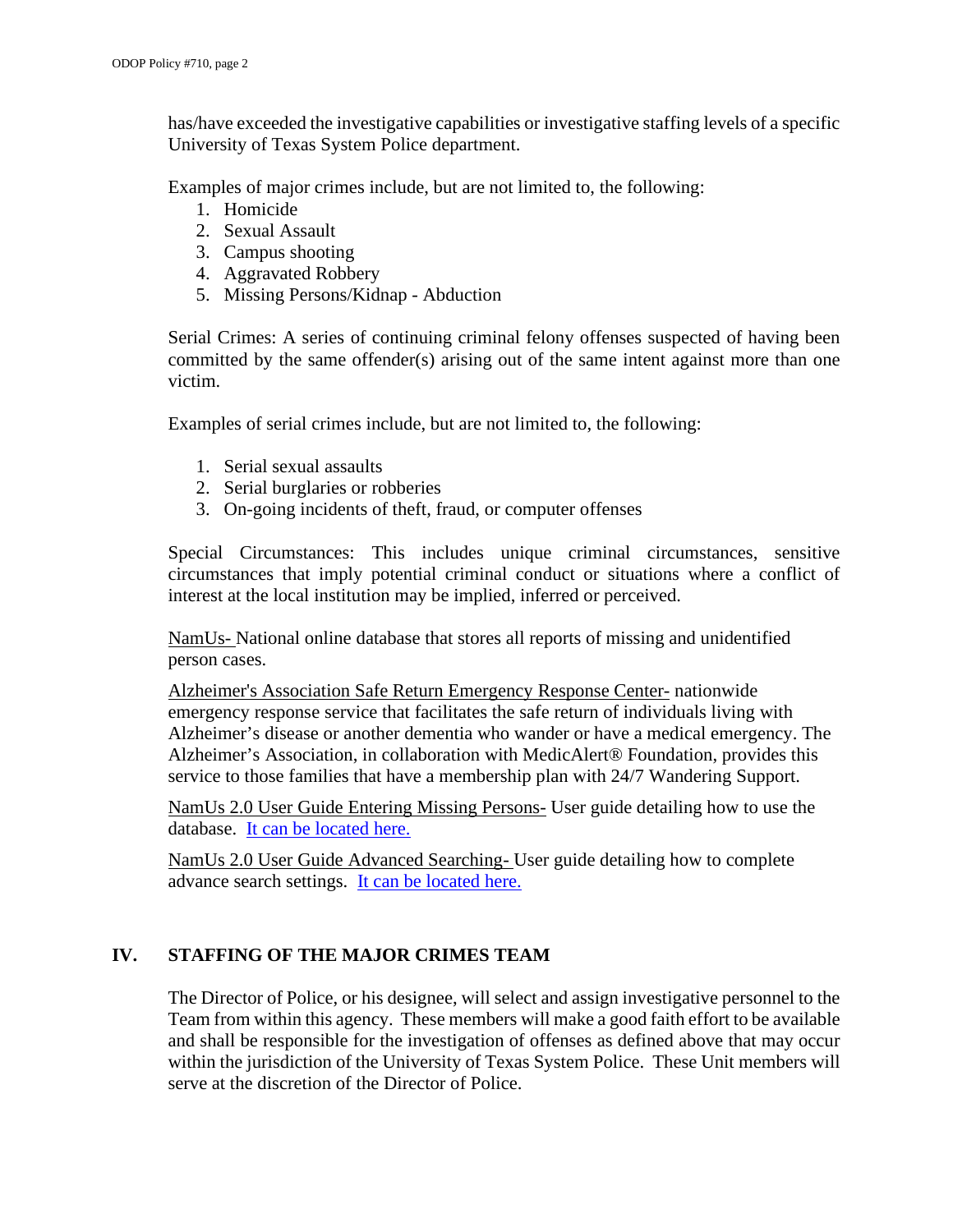has/have exceeded the investigative capabilities or investigative staffing levels of a specific University of Texas System Police department.

Examples of major crimes include, but are not limited to, the following:

1. Homicide
2. Sexual Assault
3. Campus shooting
4. Aggravated Robbery
5. Missing Persons/Kidnap - Abduction

Serial Crimes: A series of continuing criminal felony offenses suspected of having been committed by the same offender(s) arising out of the same intent against more than one victim.

Examples of serial crimes include, but are not limited to, the following:

1. Serial sexual assaults
2. Serial burglaries or robberies
3. On-going incidents of theft, fraud, or computer offenses

Special Circumstances: This includes unique criminal circumstances, sensitive circumstances that imply potential criminal conduct or situations where a conflict of interest at the local institution may be implied, inferred or perceived.

NamUs- National online database that stores all reports of missing and unidentified person cases.

Alzheimer's Association Safe Return Emergency Response Center- nationwide emergency response service that facilitates the safe return of individuals living with Alzheimer's disease or another dementia who wander or have a medical emergency. The Alzheimer's Association, in collaboration with MedicAlert® Foundation, provides this service to those families that have a membership plan with 24/7 Wandering Support.

NamUs 2.0 User Guide Entering Missing Persons- User guide detailing how to use the database. It can be located here.

NamUs 2.0 User Guide Advanced Searching- User guide detailing how to complete advance search settings. It can be located here.

## IV. STAFFING OF THE MAJOR CRIMES TEAM

The Director of Police, or his designee, will select and assign investigative personnel to the Team from within this agency. These members will make a good faith effort to be available and shall be responsible for the investigation of offenses as defined above that may occur within the jurisdiction of the University of Texas System Police. These Unit members will serve at the discretion of the Director of Police.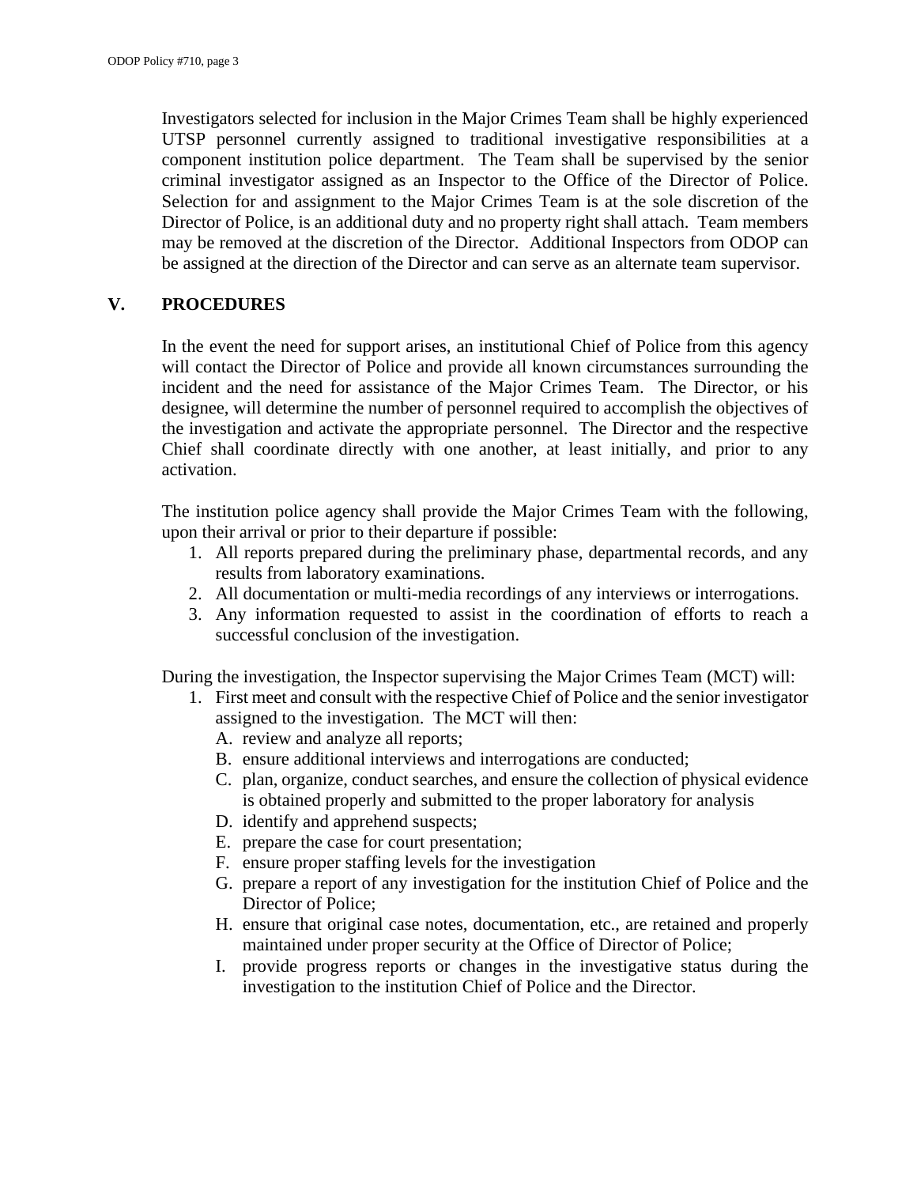Investigators selected for inclusion in the Major Crimes Team shall be highly experienced UTSP personnel currently assigned to traditional investigative responsibilities at a component institution police department. The Team shall be supervised by the senior criminal investigator assigned as an Inspector to the Office of the Director of Police. Selection for and assignment to the Major Crimes Team is at the sole discretion of the Director of Police, is an additional duty and no property right shall attach. Team members may be removed at the discretion of the Director. Additional Inspectors from ODOP can be assigned at the direction of the Director and can serve as an alternate team supervisor.

## V. PROCEDURES

In the event the need for support arises, an institutional Chief of Police from this agency will contact the Director of Police and provide all known circumstances surrounding the incident and the need for assistance of the Major Crimes Team. The Director, or his designee, will determine the number of personnel required to accomplish the objectives of the investigation and activate the appropriate personnel. The Director and the respective Chief shall coordinate directly with one another, at least initially, and prior to any activation.

The institution police agency shall provide the Major Crimes Team with the following, upon their arrival or prior to their departure if possible:

1. All reports prepared during the preliminary phase, departmental records, and any results from laboratory examinations.
2. All documentation or multi-media recordings of any interviews or interrogations.
3. Any information requested to assist in the coordination of efforts to reach a successful conclusion of the investigation.

During the investigation, the Inspector supervising the Major Crimes Team (MCT) will:

1. First meet and consult with the respective Chief of Police and the senior investigator assigned to the investigation. The MCT will then:
   A. review and analyze all reports;
   B. ensure additional interviews and interrogations are conducted;
   C. plan, organize, conduct searches, and ensure the collection of physical evidence is obtained properly and submitted to the proper laboratory for analysis
   D. identify and apprehend suspects;
   E. prepare the case for court presentation;
   F. ensure proper staffing levels for the investigation
   G. prepare a report of any investigation for the institution Chief of Police and the Director of Police;
   H. ensure that original case notes, documentation, etc., are retained and properly maintained under proper security at the Office of Director of Police;
   I. provide progress reports or changes in the investigative status during the investigation to the institution Chief of Police and the Director.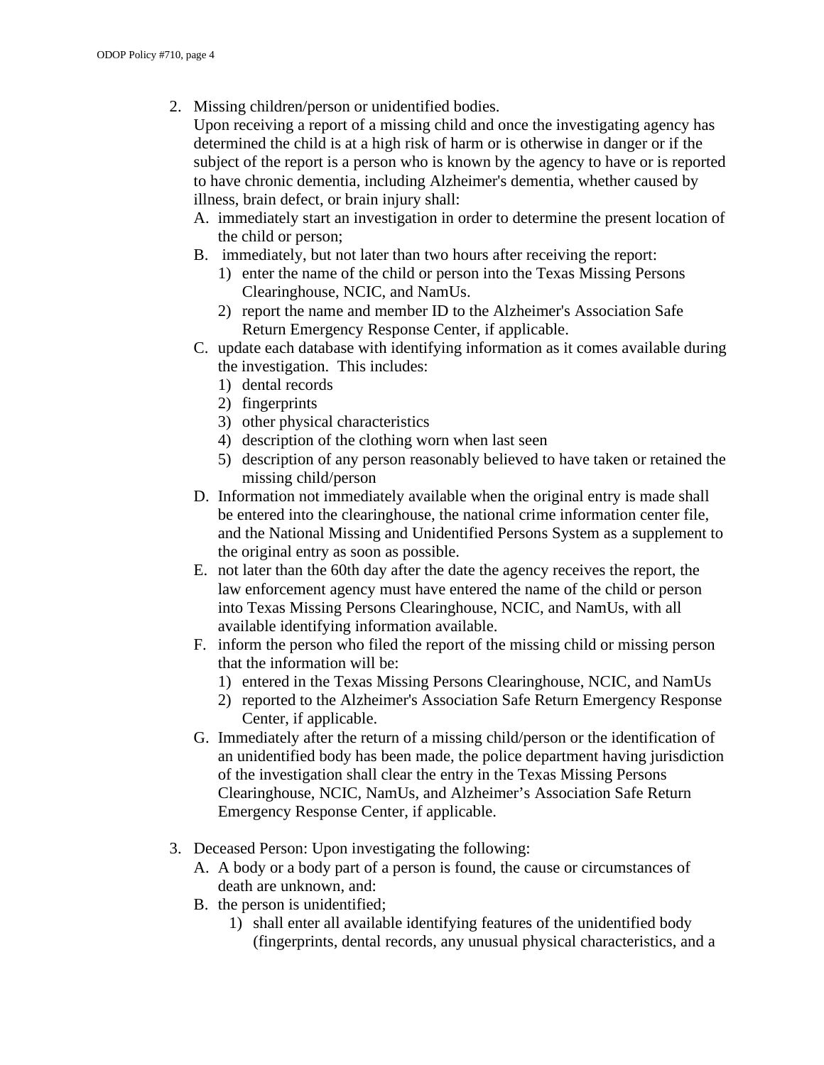2. Missing children/person or unidentified bodies.
   Upon receiving a report of a missing child and once the investigating agency has determined the child is at a high risk of harm or is otherwise in danger or if the subject of the report is a person who is known by the agency to have or is reported to have chronic dementia, including Alzheimer's dementia, whether caused by illness, brain defect, or brain injury shall:
   A. immediately start an investigation in order to determine the present location of the child or person;
   B. immediately, but not later than two hours after receiving the report:
      1) enter the name of the child or person into the Texas Missing Persons Clearinghouse, NCIC, and NamUs.
      2) report the name and member ID to the Alzheimer's Association Safe Return Emergency Response Center, if applicable.
   C. update each database with identifying information as it comes available during the investigation. This includes:
      1) dental records
      2) fingerprints
      3) other physical characteristics
      4) description of the clothing worn when last seen
      5) description of any person reasonably believed to have taken or retained the missing child/person
   D. Information not immediately available when the original entry is made shall be entered into the clearinghouse, the national crime information center file, and the National Missing and Unidentified Persons System as a supplement to the original entry as soon as possible.
   E. not later than the 60th day after the date the agency receives the report, the law enforcement agency must have entered the name of the child or person into Texas Missing Persons Clearinghouse, NCIC, and NamUs, with all available identifying information available.
   F. inform the person who filed the report of the missing child or missing person that the information will be:
      1) entered in the Texas Missing Persons Clearinghouse, NCIC, and NamUs
      2) reported to the Alzheimer's Association Safe Return Emergency Response Center, if applicable.
   G. Immediately after the return of a missing child/person or the identification of an unidentified body has been made, the police department having jurisdiction of the investigation shall clear the entry in the Texas Missing Persons Clearinghouse, NCIC, NamUs, and Alzheimer's Association Safe Return Emergency Response Center, if applicable.

3. Deceased Person: Upon investigating the following:
   A. A body or a body part of a person is found, the cause or circumstances of death are unknown, and:
   B. the person is unidentified;
      1) shall enter all available identifying features of the unidentified body (fingerprints, dental records, any unusual physical characteristics, and a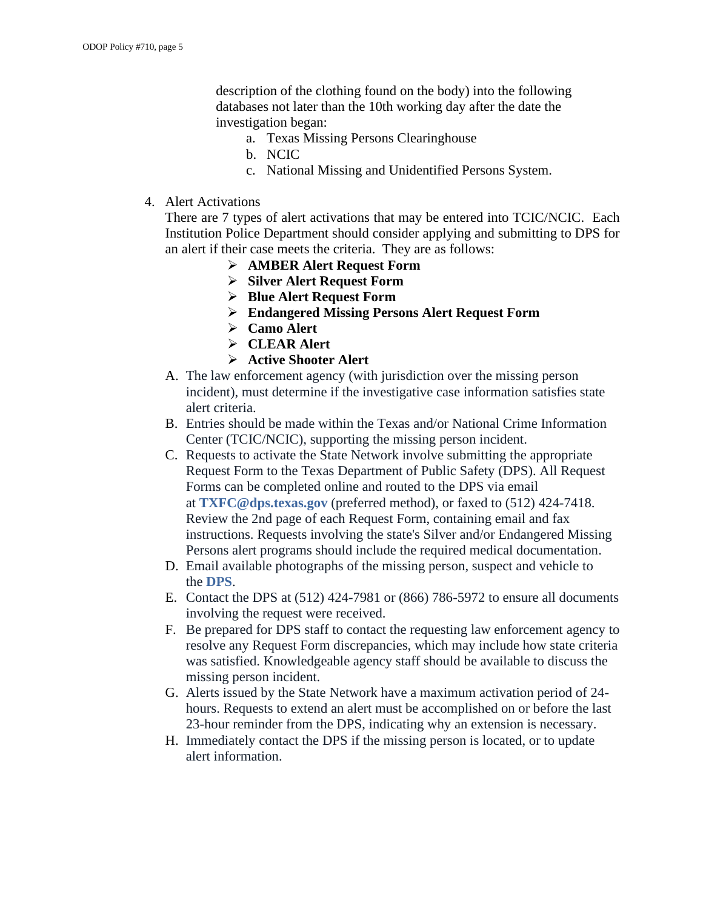description of the clothing found on the body) into the following databases not later than the 10th working day after the date the investigation began:

a. Texas Missing Persons Clearinghouse
b. NCIC
c. National Missing and Unidentified Persons System.

4. Alert Activations

There are 7 types of alert activations that may be entered into TCIC/NCIC. Each Institution Police Department should consider applying and submitting to DPS for an alert if their case meets the criteria. They are as follows:

- **AMBER Alert Request Form**
- **Silver Alert Request Form**
- **Blue Alert Request Form**
- **Endangered Missing Persons Alert Request Form**
- **Camo Alert**
- **CLEAR Alert**
- **Active Shooter Alert**

A. The law enforcement agency (with jurisdiction over the missing person incident), must determine if the investigative case information satisfies state alert criteria.

B. Entries should be made within the Texas and/or National Crime Information Center (TCIC/NCIC), supporting the missing person incident.

C. Requests to activate the State Network involve submitting the appropriate Request Form to the Texas Department of Public Safety (DPS). All Request Forms can be completed online and routed to the DPS via email at **TXFC@dps.texas.gov** (preferred method), or faxed to (512) 424-7418. Review the 2nd page of each Request Form, containing email and fax instructions. Requests involving the state's Silver and/or Endangered Missing Persons alert programs should include the required medical documentation.

D. Email available photographs of the missing person, suspect and vehicle to the **DPS**.

E. Contact the DPS at (512) 424-7981 or (866) 786-5972 to ensure all documents involving the request were received.

F. Be prepared for DPS staff to contact the requesting law enforcement agency to resolve any Request Form discrepancies, which may include how state criteria was satisfied. Knowledgeable agency staff should be available to discuss the missing person incident.

G. Alerts issued by the State Network have a maximum activation period of 24-hours. Requests to extend an alert must be accomplished on or before the last 23-hour reminder from the DPS, indicating why an extension is necessary.

H. Immediately contact the DPS if the missing person is located, or to update alert information.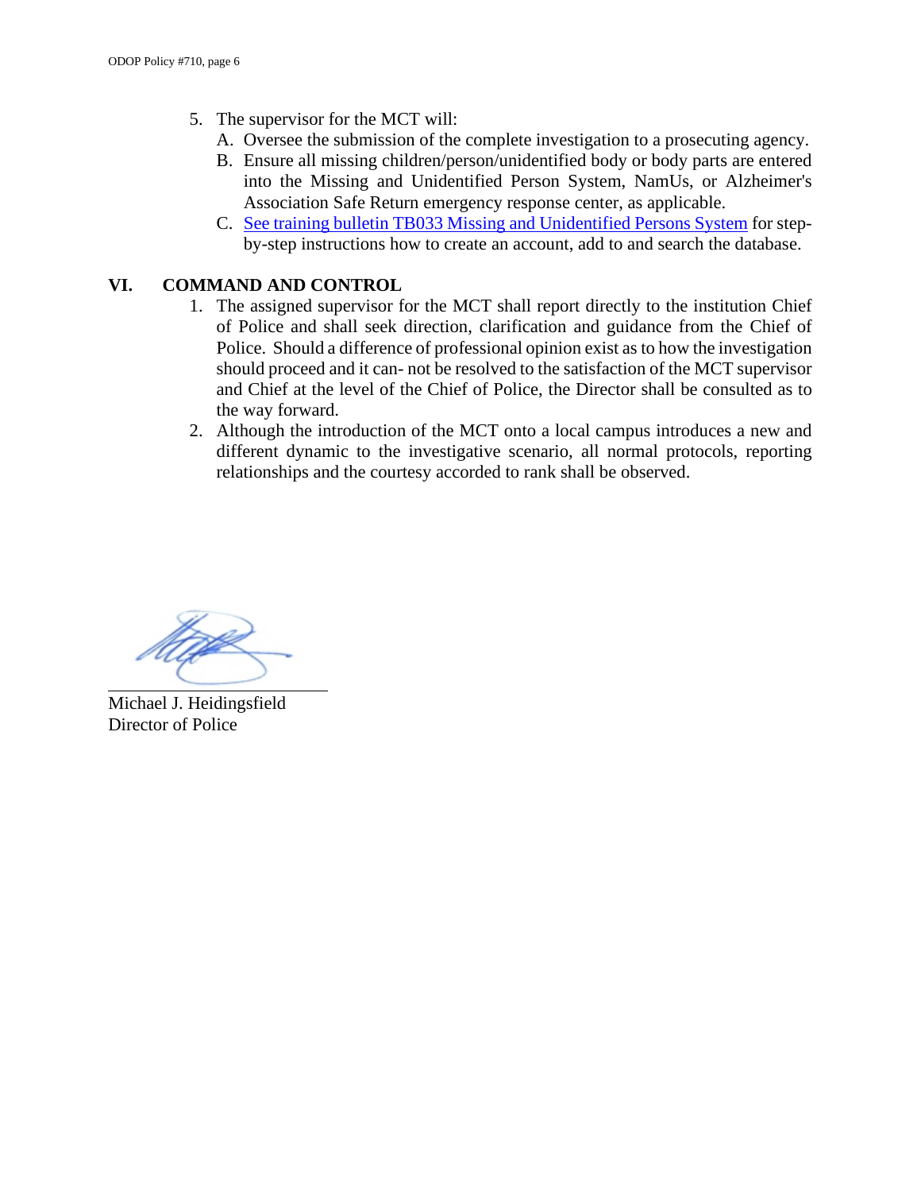5. The supervisor for the MCT will:
   A. Oversee the submission of the complete investigation to a prosecuting agency.
   B. Ensure all missing children/person/unidentified body or body parts are entered into the Missing and Unidentified Person System, NamUs, or Alzheimer's Association Safe Return emergency response center, as applicable.
   C. See training bulletin TB033 Missing and Unidentified Persons System for step-by-step instructions how to create an account, add to and search the database.

## VI. COMMAND AND CONTROL

1. The assigned supervisor for the MCT shall report directly to the institution Chief of Police and shall seek direction, clarification and guidance from the Chief of Police. Should a difference of professional opinion exist as to how the investigation should proceed and it can- not be resolved to the satisfaction of the MCT supervisor and Chief at the level of the Chief of Police, the Director shall be consulted as to the way forward.
2. Although the introduction of the MCT onto a local campus introduces a new and different dynamic to the investigative scenario, all normal protocols, reporting relationships and the courtesy accorded to rank shall be observed.

Michael J. Heidingsfield
Director of Police